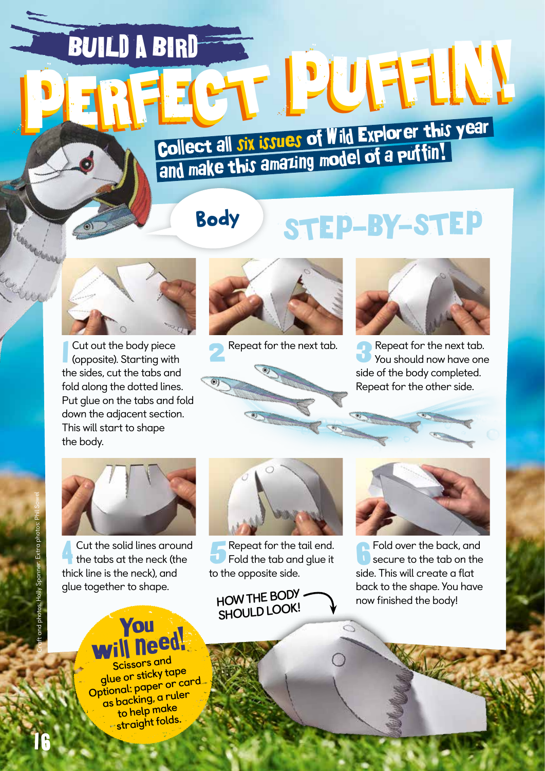# BUILD A BIRD

# PERFECT PUFFIN!

**Collect all six issues of Wild Explorer this year and make this amazing model of a puffin!**

## Body

## STEP-BY-STEP

1. Cut out the body piece (opposite). Starting with the sides, cut the tabs and fold along the dotted lines. Put glue on the tabs and fold down the adjacent section. This will start to shape the body.

2. Repeat for the next tab.

3. Repeat for the next tab. You should now have one side of the body completed. Repeat for the other side.

4. Cut the solid lines around the tabs at the neck (the thick line is the neck), and glue together to shape.

5. Repeat for the tail end. Fold the tab and glue it to the opposite side.

6. Fold over the back, and secure to the tab on the side. This will create a flat back to the shape. You have now finished the body!

HOW THE BODY SHOULD LOOK!

**You will need!**
Scissors and glue or sticky tape
Optional: paper or card as backing, a ruler to help make straight folds.

Craft and photos: Holly Spanner. Extra photos: Phil Sowel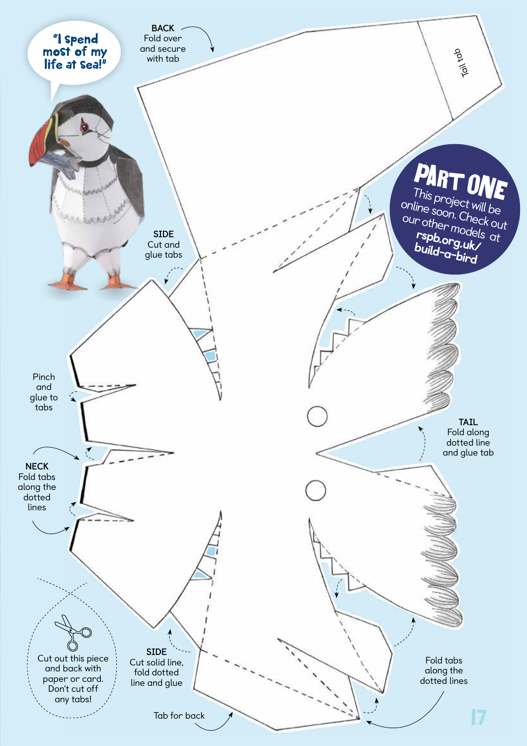"I spend most of my life at sea!"

**BACK**
Fold over and secure with tab

Tail tab

## PART ONE

This project will be online soon. Check out our other models at **rspb.org.uk/build-a-bird**

**SIDE**
Cut and glue tabs

Pinch and glue to tabs

**NECK**
Fold tabs along the dotted lines

**TAIL**
Fold along dotted line and glue tab

Cut out this piece and back with paper or card. Don't cut off any tabs!

**SIDE**
Cut solid line, fold dotted line and glue

Fold tabs along the dotted lines

Tab for back